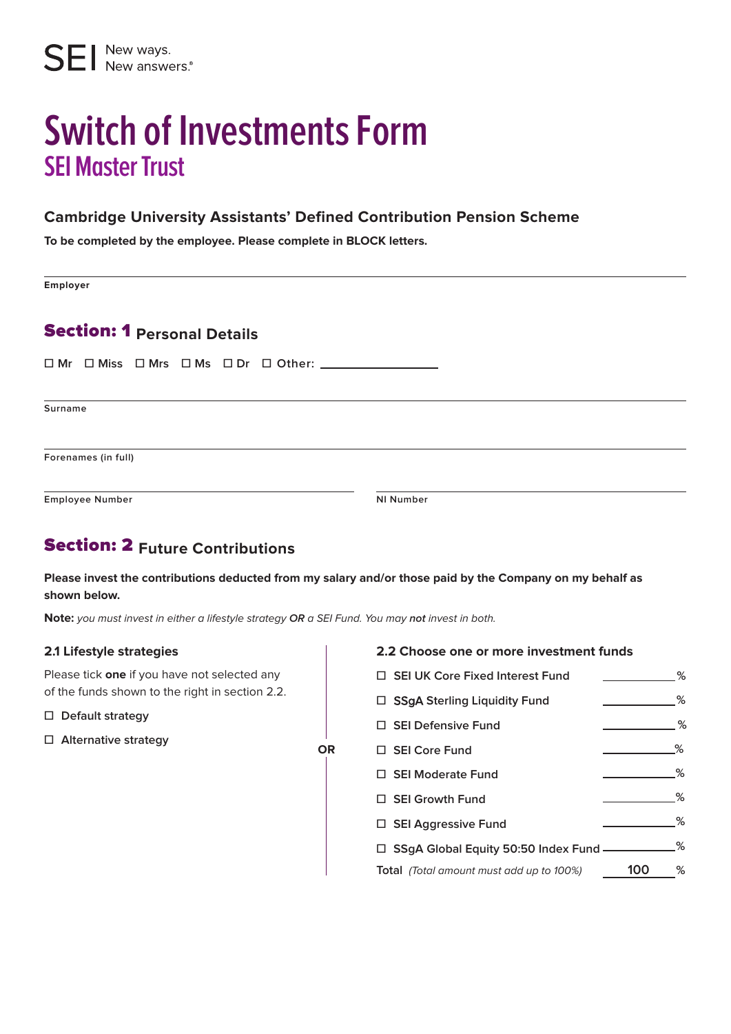SEI New ways. New answers.®

# Switch of Investments Form

## SEI Master Trust

### Cambridge University Assistants' Defined Contribution Pension Scheme

**To be completed by the employee. Please complete in BLOCK letters.**

Employer

## Section: 1 Personal Details

☐ Mr ☐ Miss ☐ Mrs ☐ Ms ☐ Dr ☐ Other: ______________

Surname

Forenames (in full)

Employee Number

NI Number

## Section: 2 Future Contributions

**Please invest the contributions deducted from my salary and/or those paid by the Company on my behalf as shown below.**

**Note:** *you must invest in either a lifestyle strategy* ***OR*** *a SEI Fund. You may* ***not*** *invest in both.*

### 2.1 Lifestyle strategies

Please tick **one** if you have not selected any of the funds shown to the right in section 2.2.

☐ Default strategy

☐ Alternative strategy

**OR**

### 2.2 Choose one or more investment funds

| Fund | % |
|---|---|
| ☐ SEI UK Core Fixed Interest Fund | ______ % |
| ☐ SSgA Sterling Liquidity Fund | ______ % |
| ☐ SEI Defensive Fund | ______ % |
| ☐ SEI Core Fund | ______ % |
| ☐ SEI Moderate Fund | ______ % |
| ☐ SEI Growth Fund | ______ % |
| ☐ SEI Aggressive Fund | ______ % |
| ☐ SSgA Global Equity 50:50 Index Fund | ______ % |
| Total *(Total amount must add up to 100%)* | 100 % |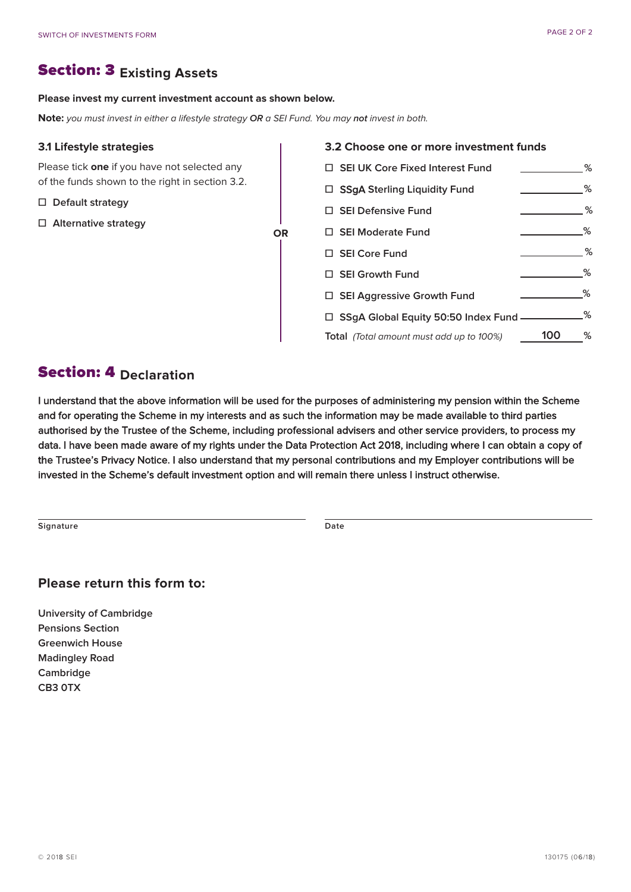## Section: 3 Existing Assets

**Please invest my current investment account as shown below.**

**Note:** *you must invest in either a lifestyle strategy* ***OR*** *a SEI Fund. You may* ***not*** *invest in both.*

### 3.1 Lifestyle strategies

Please tick **one** if you have not selected any of the funds shown to the right in section 3.2.

- ☐ Default strategy
- ☐ Alternative strategy

**OR**

### 3.2 Choose one or more investment funds

| | |
|---|---|
| ☐ SEI UK Core Fixed Interest Fund | ________ % |
| ☐ SSgA Sterling Liquidity Fund | ________ % |
| ☐ SEI Defensive Fund | ________ % |
| ☐ SEI Moderate Fund | ________ % |
| ☐ SEI Core Fund | ________ % |
| ☐ SEI Growth Fund | ________ % |
| ☐ SEI Aggressive Growth Fund | ________ % |
| ☐ SSgA Global Equity 50:50 Index Fund | ________ % |
| Total *(Total amount must add up to 100%)* | 100 % |

## Section: 4 Declaration

I understand that the above information will be used for the purposes of administering my pension within the Scheme and for operating the Scheme in my interests and as such the information may be made available to third parties authorised by the Trustee of the Scheme, including professional advisers and other service providers, to process my data. I have been made aware of my rights under the Data Protection Act 2018, including where I can obtain a copy of the Trustee's Privacy Notice. I also understand that my personal contributions and my Employer contributions will be invested in the Scheme's default investment option and will remain there unless I instruct otherwise.

Signature ______________________

Date ______________________

### Please return this form to:

University of Cambridge
Pensions Section
Greenwich House
Madingley Road
Cambridge
CB3 0TX

© 2018 SEI

130175 (06/18)